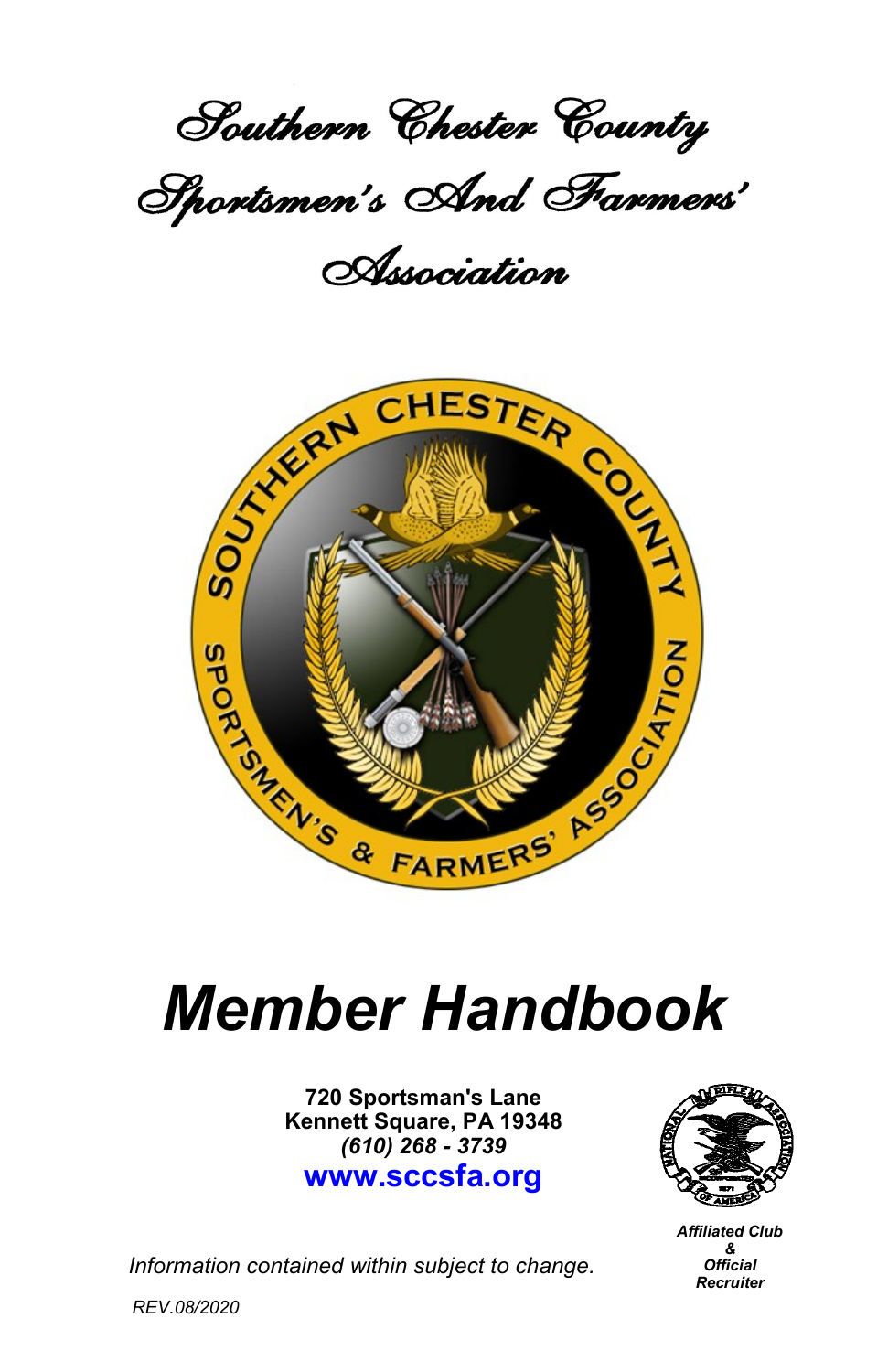# Southern Chester County Sportsmen's And Farmers' Association

# *Member Handbook*

**720 Sportsman's Lane**
**Kennett Square, PA 19348**
***(610) 268 - 3739***
**www.sccsfa.org**

***Affiliated Club & Official Recruiter***

*Information contained within subject to change.*

*REV.08/2020*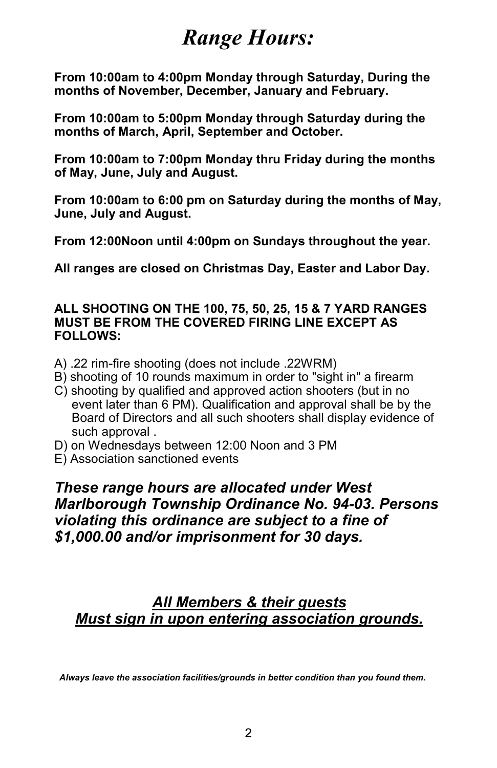# *Range Hours:*

**From 10:00am to 4:00pm Monday through Saturday, During the months of November, December, January and February.**

**From 10:00am to 5:00pm Monday through Saturday during the months of March, April, September and October.**

**From 10:00am to 7:00pm Monday thru Friday during the months of May, June, July and August.**

**From 10:00am to 6:00 pm on Saturday during the months of May, June, July and August.**

**From 12:00Noon until 4:00pm on Sundays throughout the year.**

**All ranges are closed on Christmas Day, Easter and Labor Day.**

**ALL SHOOTING ON THE 100, 75, 50, 25, 15 & 7 YARD RANGES MUST BE FROM THE COVERED FIRING LINE EXCEPT AS FOLLOWS:**

A) .22 rim-fire shooting (does not include .22WRM)
B) shooting of 10 rounds maximum in order to "sight in" a firearm
C) shooting by qualified and approved action shooters (but in no event later than 6 PM). Qualification and approval shall be by the Board of Directors and all such shooters shall display evidence of such approval .
D) on Wednesdays between 12:00 Noon and 3 PM
E) Association sanctioned events

***These range hours are allocated under West Marlborough Township Ordinance No. 94-03. Persons violating this ordinance are subject to a fine of $1,000.00 and/or imprisonment for 30 days.***

***<u>All Members & their guests</u>***
***<u>Must sign in upon entering association grounds.</u>***

***Always leave the association facilities/grounds in better condition than you found them.***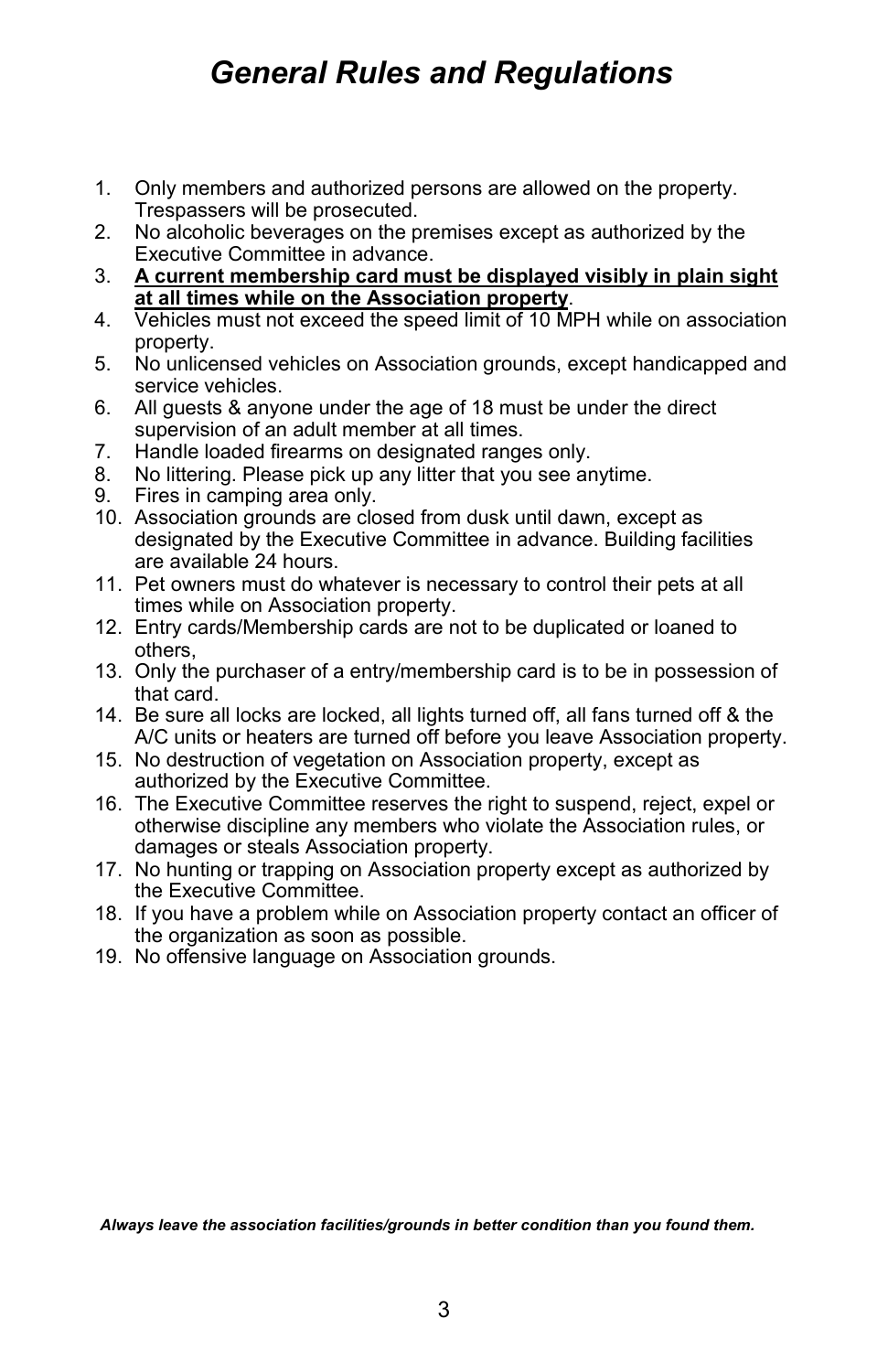# *General Rules and Regulations*

1. Only members and authorized persons are allowed on the property. Trespassers will be prosecuted.
2. No alcoholic beverages on the premises except as authorized by the Executive Committee in advance.
3. **<u>A current membership card must be displayed visibly in plain sight at all times while on the Association property</u>**.
4. Vehicles must not exceed the speed limit of 10 MPH while on association property.
5. No unlicensed vehicles on Association grounds, except handicapped and service vehicles.
6. All guests & anyone under the age of 18 must be under the direct supervision of an adult member at all times.
7. Handle loaded firearms on designated ranges only.
8. No littering. Please pick up any litter that you see anytime.
9. Fires in camping area only.
10. Association grounds are closed from dusk until dawn, except as designated by the Executive Committee in advance. Building facilities are available 24 hours.
11. Pet owners must do whatever is necessary to control their pets at all times while on Association property.
12. Entry cards/Membership cards are not to be duplicated or loaned to others,
13. Only the purchaser of a entry/membership card is to be in possession of that card.
14. Be sure all locks are locked, all lights turned off, all fans turned off & the A/C units or heaters are turned off before you leave Association property.
15. No destruction of vegetation on Association property, except as authorized by the Executive Committee.
16. The Executive Committee reserves the right to suspend, reject, expel or otherwise discipline any members who violate the Association rules, or damages or steals Association property.
17. No hunting or trapping on Association property except as authorized by the Executive Committee.
18. If you have a problem while on Association property contact an officer of the organization as soon as possible.
19. No offensive language on Association grounds.

***Always leave the association facilities/grounds in better condition than you found them.***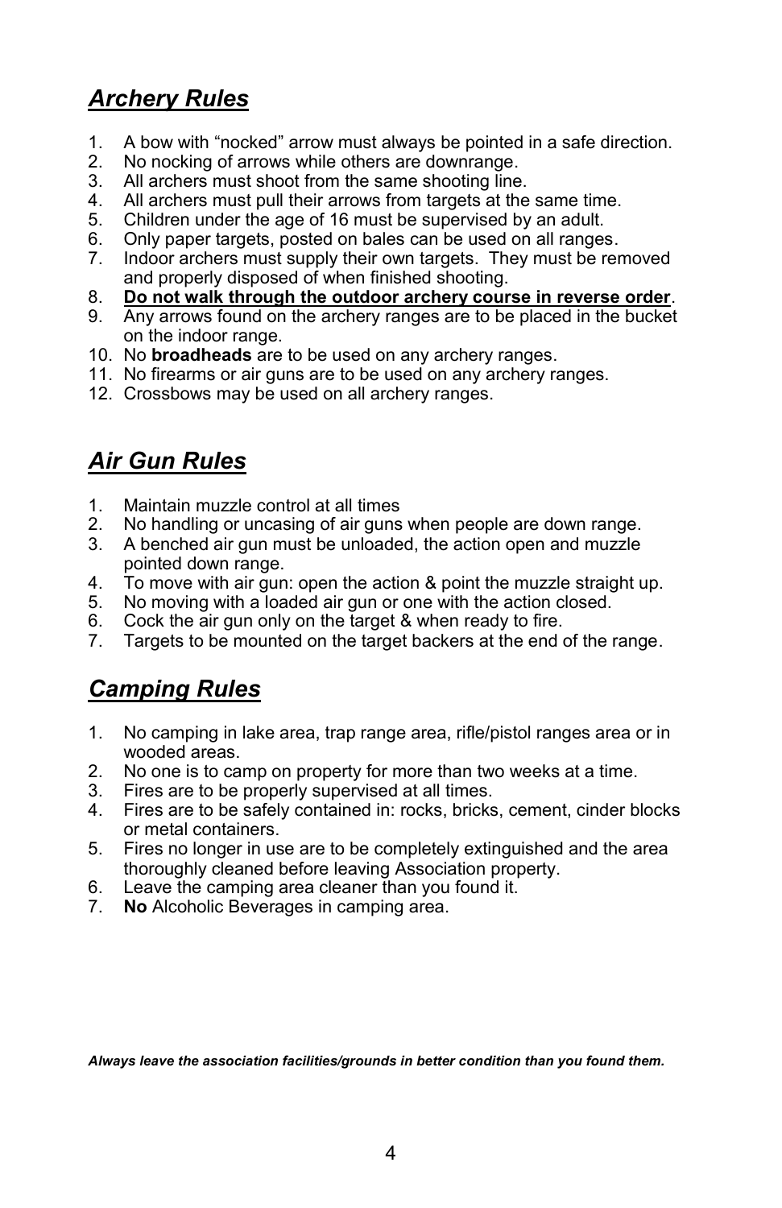## ***Archery Rules***

1. A bow with “nocked” arrow must always be pointed in a safe direction.
2. No nocking of arrows while others are downrange.
3. All archers must shoot from the same shooting line.
4. All archers must pull their arrows from targets at the same time.
5. Children under the age of 16 must be supervised by an adult.
6. Only paper targets, posted on bales can be used on all ranges.
7. Indoor archers must supply their own targets. They must be removed and properly disposed of when finished shooting.
8. <u>**Do not walk through the outdoor archery course in reverse order**</u>.
9. Any arrows found on the archery ranges are to be placed in the bucket on the indoor range.
10. No **broadheads** are to be used on any archery ranges.
11. No firearms or air guns are to be used on any archery ranges.
12. Crossbows may be used on all archery ranges.

## ***Air Gun Rules***

1. Maintain muzzle control at all times
2. No handling or uncasing of air guns when people are down range.
3. A benched air gun must be unloaded, the action open and muzzle pointed down range.
4. To move with air gun: open the action & point the muzzle straight up.
5. No moving with a loaded air gun or one with the action closed.
6. Cock the air gun only on the target & when ready to fire.
7. Targets to be mounted on the target backers at the end of the range.

## ***Camping Rules***

1. No camping in lake area, trap range area, rifle/pistol ranges area or in wooded areas.
2. No one is to camp on property for more than two weeks at a time.
3. Fires are to be properly supervised at all times.
4. Fires are to be safely contained in: rocks, bricks, cement, cinder blocks or metal containers.
5. Fires no longer in use are to be completely extinguished and the area thoroughly cleaned before leaving Association property.
6. Leave the camping area cleaner than you found it.
7. **No** Alcoholic Beverages in camping area.

***Always leave the association facilities/grounds in better condition than you found them.***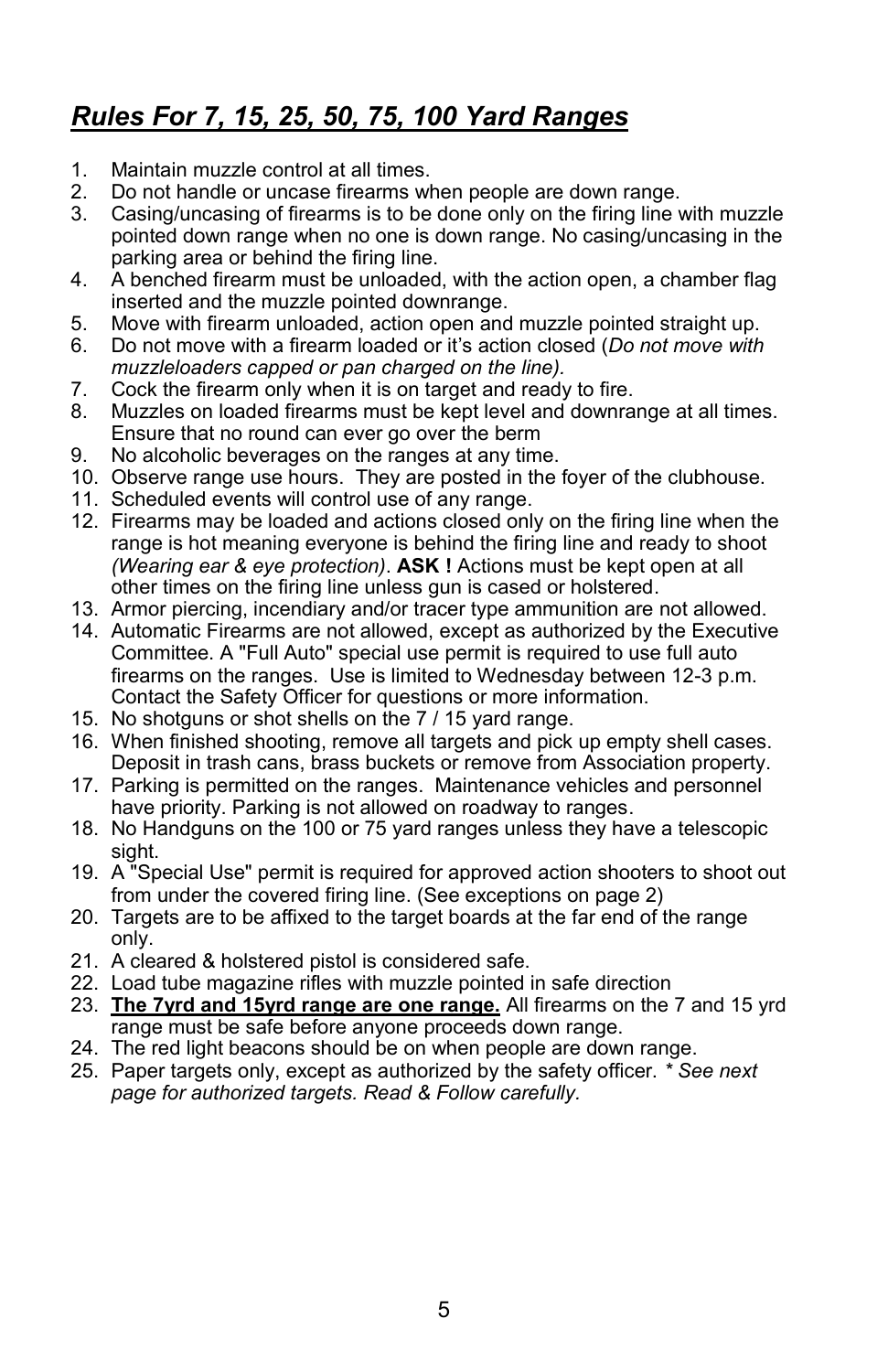## ***Rules For 7, 15, 25, 50, 75, 100 Yard Ranges***

1. Maintain muzzle control at all times.
2. Do not handle or uncase firearms when people are down range.
3. Casing/uncasing of firearms is to be done only on the firing line with muzzle pointed down range when no one is down range. No casing/uncasing in the parking area or behind the firing line.
4. A benched firearm must be unloaded, with the action open, a chamber flag inserted and the muzzle pointed downrange.
5. Move with firearm unloaded, action open and muzzle pointed straight up.
6. Do not move with a firearm loaded or it's action closed (*Do not move with muzzleloaders capped or pan charged on the line).*
7. Cock the firearm only when it is on target and ready to fire.
8. Muzzles on loaded firearms must be kept level and downrange at all times. Ensure that no round can ever go over the berm
9. No alcoholic beverages on the ranges at any time.
10. Observe range use hours. They are posted in the foyer of the clubhouse.
11. Scheduled events will control use of any range.
12. Firearms may be loaded and actions closed only on the firing line when the range is hot meaning everyone is behind the firing line and ready to shoot *(Wearing ear & eye protection)*. **ASK !** Actions must be kept open at all other times on the firing line unless gun is cased or holstered.
13. Armor piercing, incendiary and/or tracer type ammunition are not allowed.
14. Automatic Firearms are not allowed, except as authorized by the Executive Committee. A "Full Auto" special use permit is required to use full auto firearms on the ranges. Use is limited to Wednesday between 12-3 p.m. Contact the Safety Officer for questions or more information.
15. No shotguns or shot shells on the 7 / 15 yard range.
16. When finished shooting, remove all targets and pick up empty shell cases. Deposit in trash cans, brass buckets or remove from Association property.
17. Parking is permitted on the ranges. Maintenance vehicles and personnel have priority. Parking is not allowed on roadway to ranges.
18. No Handguns on the 100 or 75 yard ranges unless they have a telescopic sight.
19. A "Special Use" permit is required for approved action shooters to shoot out from under the covered firing line. (See exceptions on page 2)
20. Targets are to be affixed to the target boards at the far end of the range only.
21. A cleared & holstered pistol is considered safe.
22. Load tube magazine rifles with muzzle pointed in safe direction
23. **<u>The 7yrd and 15yrd range are one range.</u>** All firearms on the 7 and 15 yrd range must be safe before anyone proceeds down range.
24. The red light beacons should be on when people are down range.
25. Paper targets only, except as authorized by the safety officer. *\* See next page for authorized targets. Read & Follow carefully.*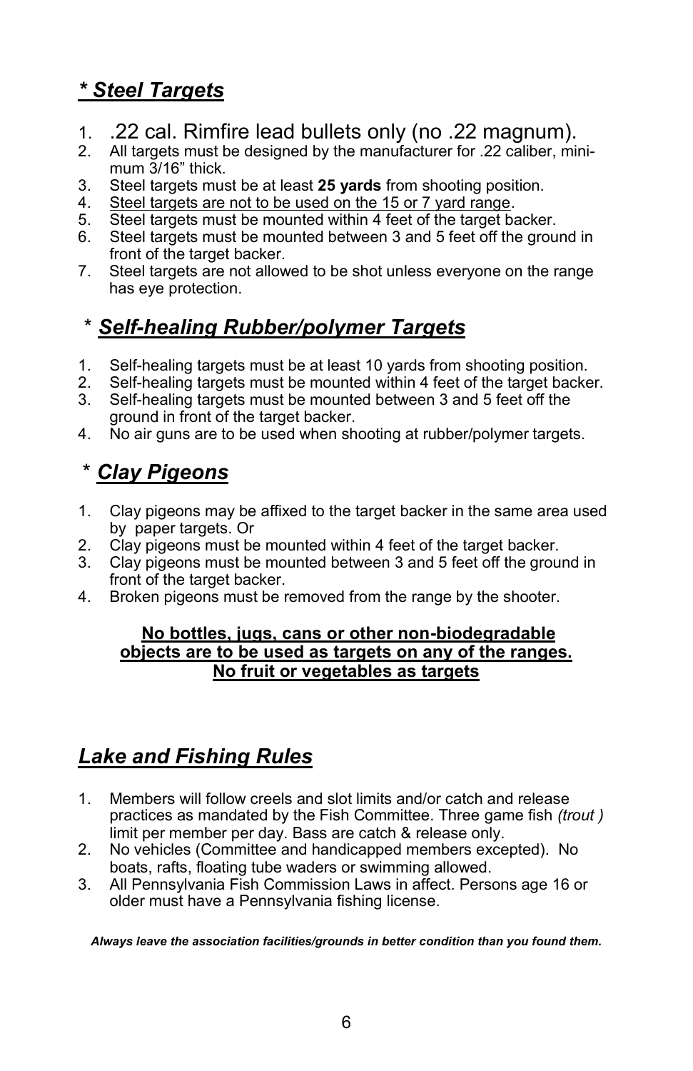## *\* Steel Targets*

1. .22 cal. Rimfire lead bullets only (no .22 magnum).
2. All targets must be designed by the manufacturer for .22 caliber, minimum 3/16" thick.
3. Steel targets must be at least **25 yards** from shooting position.
4. Steel targets are not to be used on the 15 or 7 yard range.
5. Steel targets must be mounted within 4 feet of the target backer.
6. Steel targets must be mounted between 3 and 5 feet off the ground in front of the target backer.
7. Steel targets are not allowed to be shot unless everyone on the range has eye protection.

## \* *Self-healing Rubber/polymer Targets*

1. Self-healing targets must be at least 10 yards from shooting position.
2. Self-healing targets must be mounted within 4 feet of the target backer.
3. Self-healing targets must be mounted between 3 and 5 feet off the ground in front of the target backer.
4. No air guns are to be used when shooting at rubber/polymer targets.

## \* *Clay Pigeons*

1. Clay pigeons may be affixed to the target backer in the same area used by paper targets. Or
2. Clay pigeons must be mounted within 4 feet of the target backer.
3. Clay pigeons must be mounted between 3 and 5 feet off the ground in front of the target backer.
4. Broken pigeons must be removed from the range by the shooter.

**No bottles, jugs, cans or other non-biodegradable objects are to be used as targets on any of the ranges.**
**No fruit or vegetables as targets**

## *Lake and Fishing Rules*

1. Members will follow creels and slot limits and/or catch and release practices as mandated by the Fish Committee. Three game fish *(trout )* limit per member per day. Bass are catch & release only.
2. No vehicles (Committee and handicapped members excepted). No boats, rafts, floating tube waders or swimming allowed.
3. All Pennsylvania Fish Commission Laws in affect. Persons age 16 or older must have a Pennsylvania fishing license.

***Always leave the association facilities/grounds in better condition than you found them.***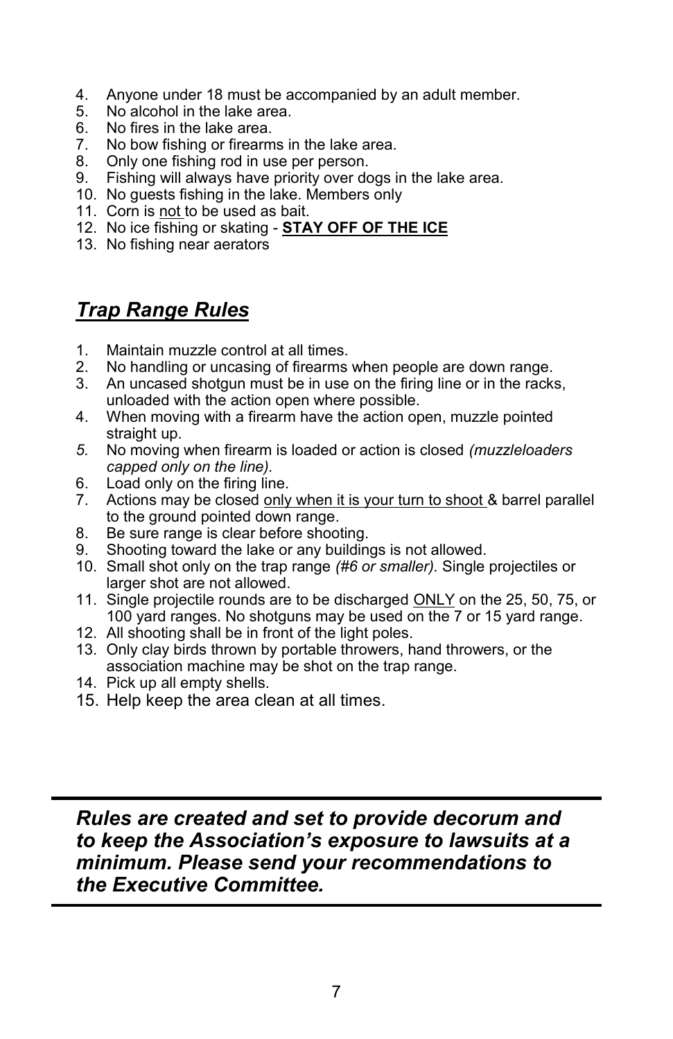4. Anyone under 18 must be accompanied by an adult member.
5. No alcohol in the lake area.
6. No fires in the lake area.
7. No bow fishing or firearms in the lake area.
8. Only one fishing rod in use per person.
9. Fishing will always have priority over dogs in the lake area.
10. No guests fishing in the lake. Members only
11. Corn is <u>not</u> to be used as bait.
12. No ice fishing or skating - **<u>STAY OFF OF THE ICE</u>**
13. No fishing near aerators

## ***<u>Trap Range Rules</u>***

1. Maintain muzzle control at all times.
2. No handling or uncasing of firearms when people are down range.
3. An uncased shotgun must be in use on the firing line or in the racks, unloaded with the action open where possible.
4. When moving with a firearm have the action open, muzzle pointed straight up.
5. No moving when firearm is loaded or action is closed *(muzzleloaders capped only on the line).*
6. Load only on the firing line.
7. Actions may be closed <u>only when it is your turn to shoot</u> & barrel parallel to the ground pointed down range.
8. Be sure range is clear before shooting.
9. Shooting toward the lake or any buildings is not allowed.
10. Small shot only on the trap range *(#6 or smaller).* Single projectiles or larger shot are not allowed.
11. Single projectile rounds are to be discharged <u>ONLY</u> on the 25, 50, 75, or 100 yard ranges. No shotguns may be used on the 7 or 15 yard range.
12. All shooting shall be in front of the light poles.
13. Only clay birds thrown by portable throwers, hand throwers, or the association machine may be shot on the trap range.
14. Pick up all empty shells.
15. Help keep the area clean at all times.

---

***Rules are created and set to provide decorum and to keep the Association's exposure to lawsuits at a minimum. Please send your recommendations to the Executive Committee.***

---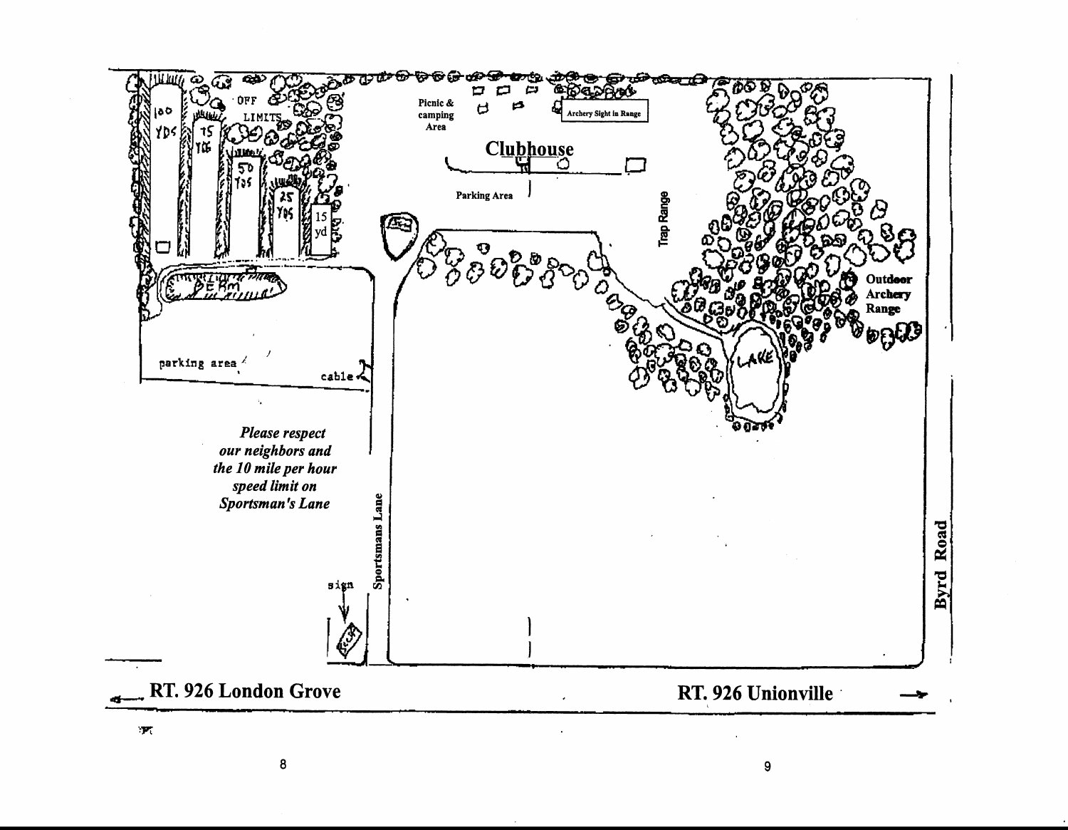Picnic & camping Area

Archery Sight in Range

**Clubhouse**

Parking Area

Trap Range

OFF LIMITS

100 YDS

75 YDS

50 YDS

25 YDS

15 yd

BERM

parking area

cable

Outdoor Archery Range

LAKE

***Please respect our neighbors and the 10 mile per hour speed limit on Sportsman's Lane***

Sportsmans Lane

sign

Byrd Road

**RT. 926 London Grove**

**RT. 926 Unionville**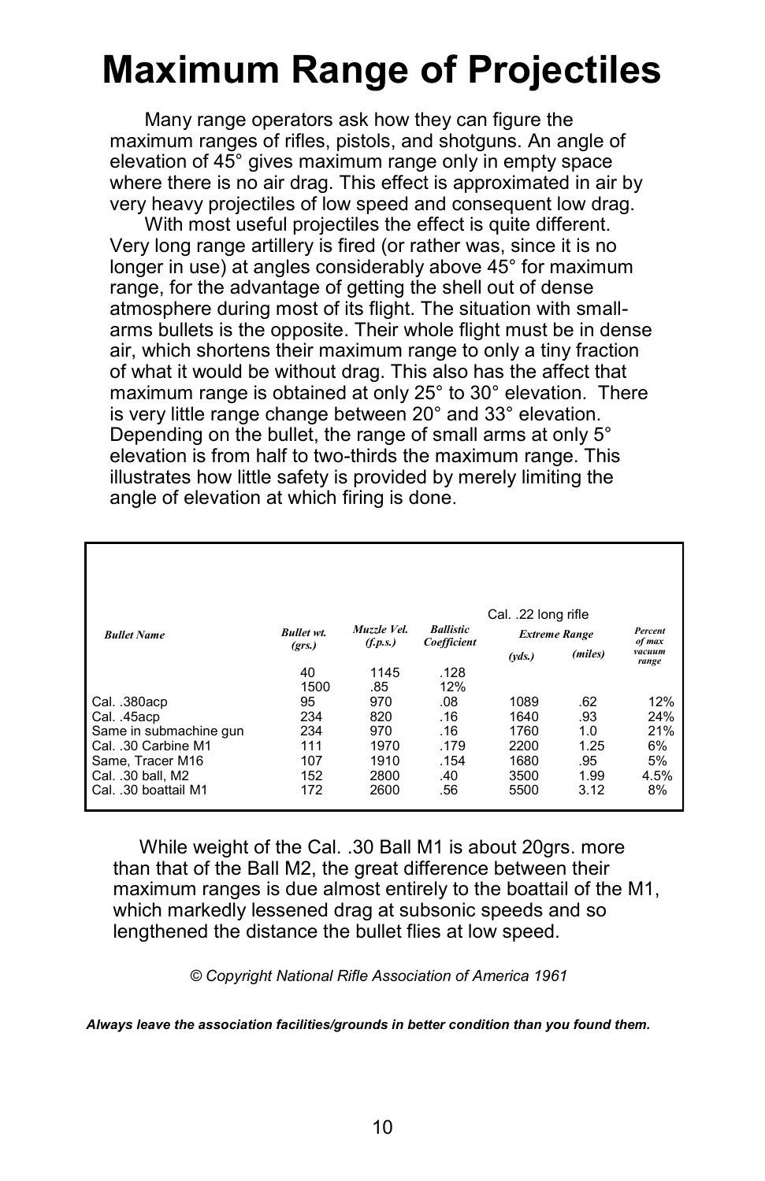# Maximum Range of Projectiles

Many range operators ask how they can figure the maximum ranges of rifles, pistols, and shotguns. An angle of elevation of 45° gives maximum range only in empty space where there is no air drag. This effect is approximated in air by very heavy projectiles of low speed and consequent low drag.

With most useful projectiles the effect is quite different. Very long range artillery is fired (or rather was, since it is no longer in use) at angles considerably above 45° for maximum range, for the advantage of getting the shell out of dense atmosphere during most of its flight. The situation with small-arms bullets is the opposite. Their whole flight must be in dense air, which shortens their maximum range to only a tiny fraction of what it would be without drag. This also has the affect that maximum range is obtained at only 25° to 30° elevation. There is very little range change between 20° and 33° elevation. Depending on the bullet, the range of small arms at only 5° elevation is from half to two-thirds the maximum range. This illustrates how little safety is provided by merely limiting the angle of elevation at which firing is done.

| *Bullet Name* | *Bullet wt. (grs.)* | *Muzzle Vel. (f.p.s.)* | *Ballistic Coefficient* | Cal. .22 long rifle *Extreme Range (yds.)* | *(miles)* | *Percent of max vacuum range* |
|---|---|---|---|---|---|---|
| | 40 | 1145 | .128 | | | |
| | 1500 | .85 | 12% | | | |
| Cal. .380acp | 95 | 970 | .08 | 1089 | .62 | 12% |
| Cal. .45acp | 234 | 820 | .16 | 1640 | .93 | 24% |
| Same in submachine gun | 234 | 970 | .16 | 1760 | 1.0 | 21% |
| Cal. .30 Carbine M1 | 111 | 1970 | .179 | 2200 | 1.25 | 6% |
| Same, Tracer M16 | 107 | 1910 | .154 | 1680 | .95 | 5% |
| Cal. .30 ball, M2 | 152 | 2800 | .40 | 3500 | 1.99 | 4.5% |
| Cal. .30 boattail M1 | 172 | 2600 | .56 | 5500 | 3.12 | 8% |

While weight of the Cal. .30 Ball M1 is about 20grs. more than that of the Ball M2, the great difference between their maximum ranges is due almost entirely to the boattail of the M1, which markedly lessened drag at subsonic speeds and so lengthened the distance the bullet flies at low speed.

*© Copyright National Rifle Association of America 1961*

***Always leave the association facilities/grounds in better condition than you found them.***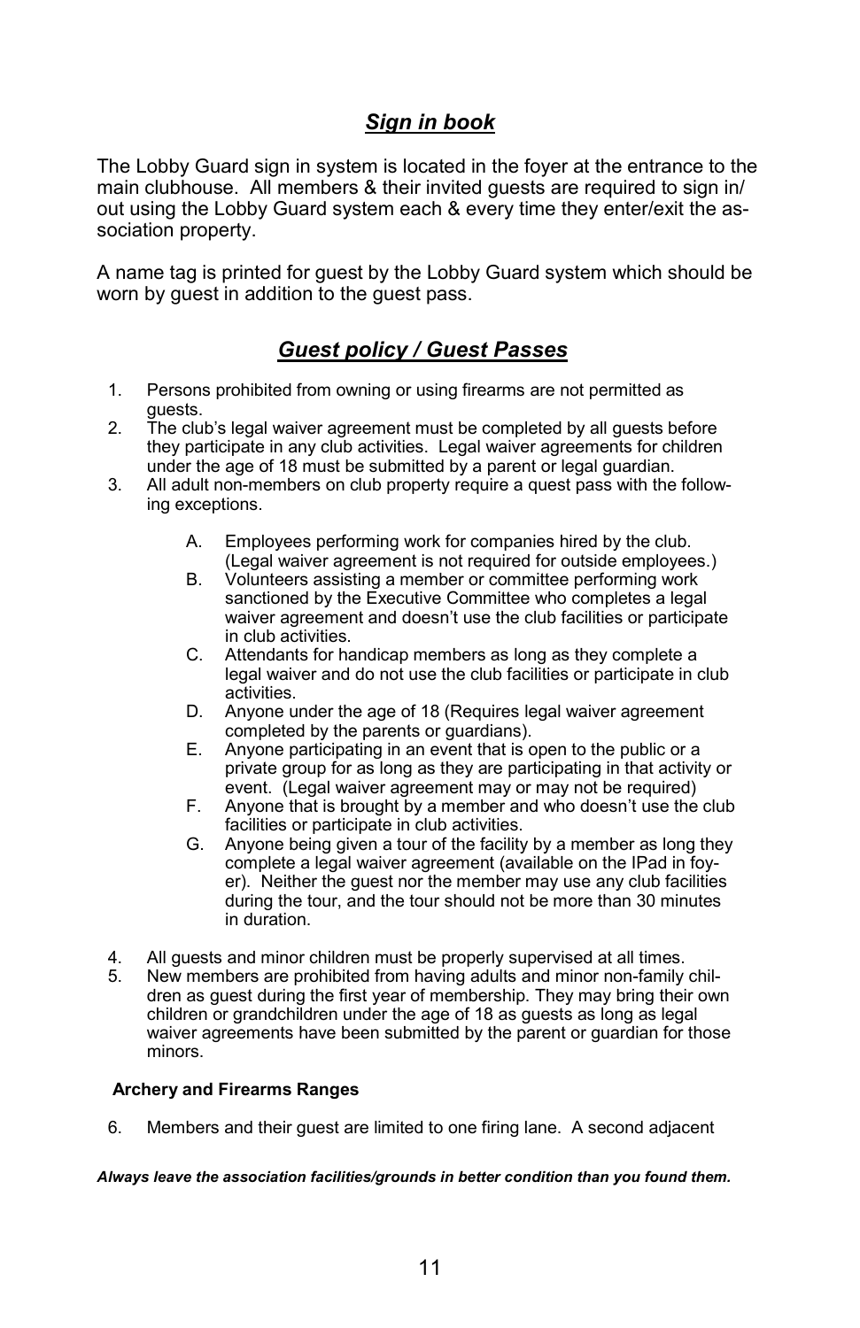## *Sign in book*

The Lobby Guard sign in system is located in the foyer at the entrance to the main clubhouse. All members & their invited guests are required to sign in/out using the Lobby Guard system each & every time they enter/exit the association property.

A name tag is printed for guest by the Lobby Guard system which should be worn by guest in addition to the guest pass.

## *Guest policy / Guest Passes*

1. Persons prohibited from owning or using firearms are not permitted as guests.
2. The club's legal waiver agreement must be completed by all guests before they participate in any club activities. Legal waiver agreements for children under the age of 18 must be submitted by a parent or legal guardian.
3. All adult non-members on club property require a quest pass with the following exceptions.

   A. Employees performing work for companies hired by the club. (Legal waiver agreement is not required for outside employees.)
   B. Volunteers assisting a member or committee performing work sanctioned by the Executive Committee who completes a legal waiver agreement and doesn't use the club facilities or participate in club activities.
   C. Attendants for handicap members as long as they complete a legal waiver and do not use the club facilities or participate in club activities.
   D. Anyone under the age of 18 (Requires legal waiver agreement completed by the parents or guardians).
   E. Anyone participating in an event that is open to the public or a private group for as long as they are participating in that activity or event. (Legal waiver agreement may or may not be required)
   F. Anyone that is brought by a member and who doesn't use the club facilities or participate in club activities.
   G. Anyone being given a tour of the facility by a member as long they complete a legal waiver agreement (available on the IPad in foyer). Neither the guest nor the member may use any club facilities during the tour, and the tour should not be more than 30 minutes in duration.

4. All guests and minor children must be properly supervised at all times.
5. New members are prohibited from having adults and minor non-family children as guest during the first year of membership. They may bring their own children or grandchildren under the age of 18 as guests as long as legal waiver agreements have been submitted by the parent or guardian for those minors.

**Archery and Firearms Ranges**

6. Members and their guest are limited to one firing lane. A second adjacent

***Always leave the association facilities/grounds in better condition than you found them.***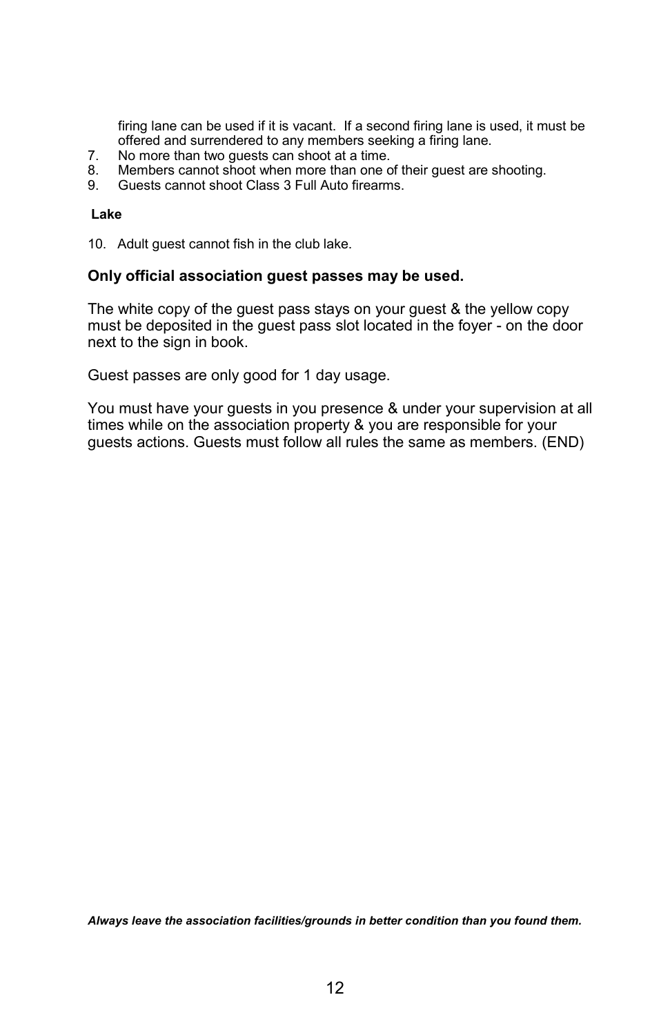firing lane can be used if it is vacant. If a second firing lane is used, it must be offered and surrendered to any members seeking a firing lane.

7. No more than two guests can shoot at a time.
8. Members cannot shoot when more than one of their guest are shooting.
9. Guests cannot shoot Class 3 Full Auto firearms.

**Lake**

10. Adult guest cannot fish in the club lake.

**Only official association guest passes may be used.**

The white copy of the guest pass stays on your guest & the yellow copy must be deposited in the guest pass slot located in the foyer - on the door next to the sign in book.

Guest passes are only good for 1 day usage.

You must have your guests in you presence & under your supervision at all times while on the association property & you are responsible for your guests actions. Guests must follow all rules the same as members. (END)

***Always leave the association facilities/grounds in better condition than you found them.***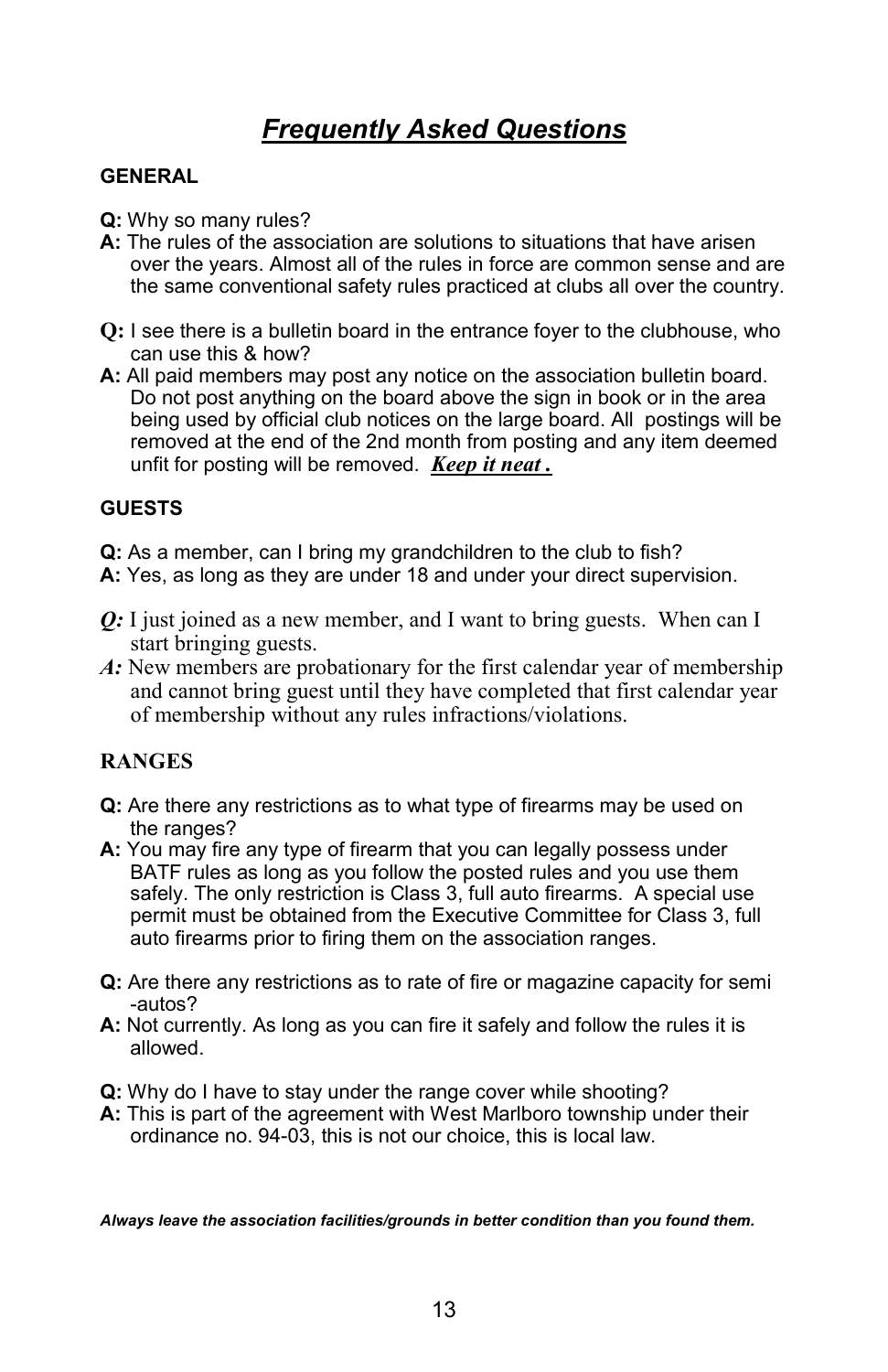# *Frequently Asked Questions*

### GENERAL

**Q:** Why so many rules?
**A:** The rules of the association are solutions to situations that have arisen over the years. Almost all of the rules in force are common sense and are the same conventional safety rules practiced at clubs all over the country.

**Q:** I see there is a bulletin board in the entrance foyer to the clubhouse, who can use this & how?
**A:** All paid members may post any notice on the association bulletin board. Do not post anything on the board above the sign in book or in the area being used by official club notices on the large board. All postings will be removed at the end of the 2nd month from posting and any item deemed unfit for posting will be removed. ***Keep it neat .***

### GUESTS

**Q:** As a member, can I bring my grandchildren to the club to fish?
**A:** Yes, as long as they are under 18 and under your direct supervision.

***Q:*** I just joined as a new member, and I want to bring guests. When can I start bringing guests.
***A:*** New members are probationary for the first calendar year of membership and cannot bring guest until they have completed that first calendar year of membership without any rules infractions/violations.

### RANGES

**Q:** Are there any restrictions as to what type of firearms may be used on the ranges?
**A:** You may fire any type of firearm that you can legally possess under BATF rules as long as you follow the posted rules and you use them safely. The only restriction is Class 3, full auto firearms. A special use permit must be obtained from the Executive Committee for Class 3, full auto firearms prior to firing them on the association ranges.

**Q:** Are there any restrictions as to rate of fire or magazine capacity for semi-autos?
**A:** Not currently. As long as you can fire it safely and follow the rules it is allowed.

**Q:** Why do I have to stay under the range cover while shooting?
**A:** This is part of the agreement with West Marlboro township under their ordinance no. 94-03, this is not our choice, this is local law.

***Always leave the association facilities/grounds in better condition than you found them.***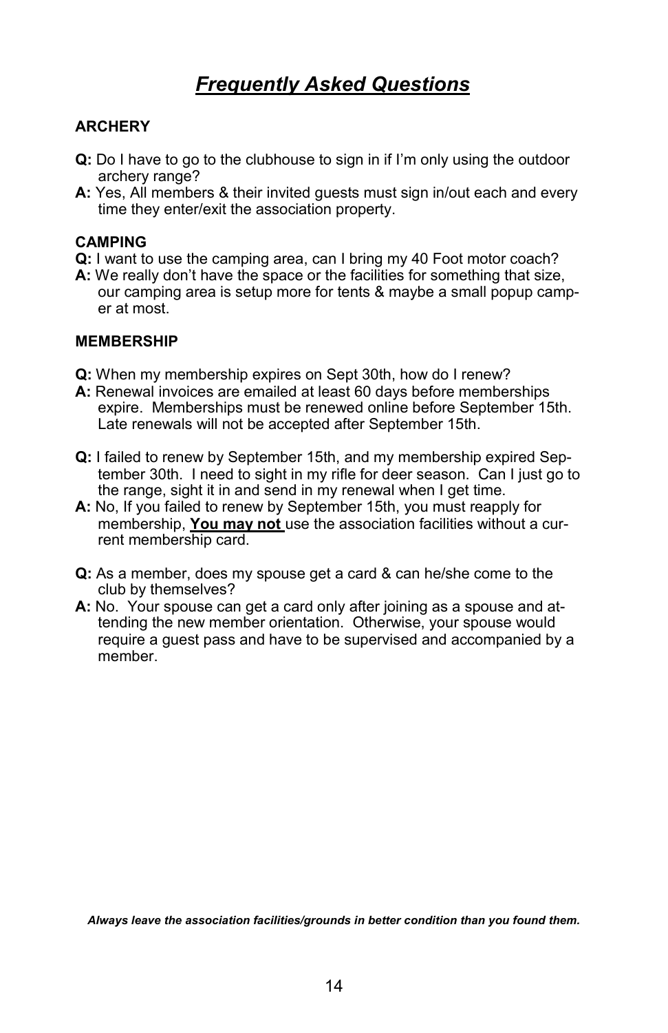# *Frequently Asked Questions*

### ARCHERY

**Q:** Do I have to go to the clubhouse to sign in if I'm only using the outdoor archery range?

**A:** Yes, All members & their invited guests must sign in/out each and every time they enter/exit the association property.

### CAMPING

**Q:** I want to use the camping area, can I bring my 40 Foot motor coach?

**A:** We really don't have the space or the facilities for something that size, our camping area is setup more for tents & maybe a small popup camper at most.

### MEMBERSHIP

**Q:** When my membership expires on Sept 30th, how do I renew?

**A:** Renewal invoices are emailed at least 60 days before memberships expire. Memberships must be renewed online before September 15th. Late renewals will not be accepted after September 15th.

**Q:** I failed to renew by September 15th, and my membership expired September 30th. I need to sight in my rifle for deer season. Can I just go to the range, sight it in and send in my renewal when I get time.

**A:** No, If you failed to renew by September 15th, you must reapply for membership, **<u>You may not</u>** use the association facilities without a current membership card.

**Q:** As a member, does my spouse get a card & can he/she come to the club by themselves?

**A:** No. Your spouse can get a card only after joining as a spouse and attending the new member orientation. Otherwise, your spouse would require a guest pass and have to be supervised and accompanied by a member.

***Always leave the association facilities/grounds in better condition than you found them.***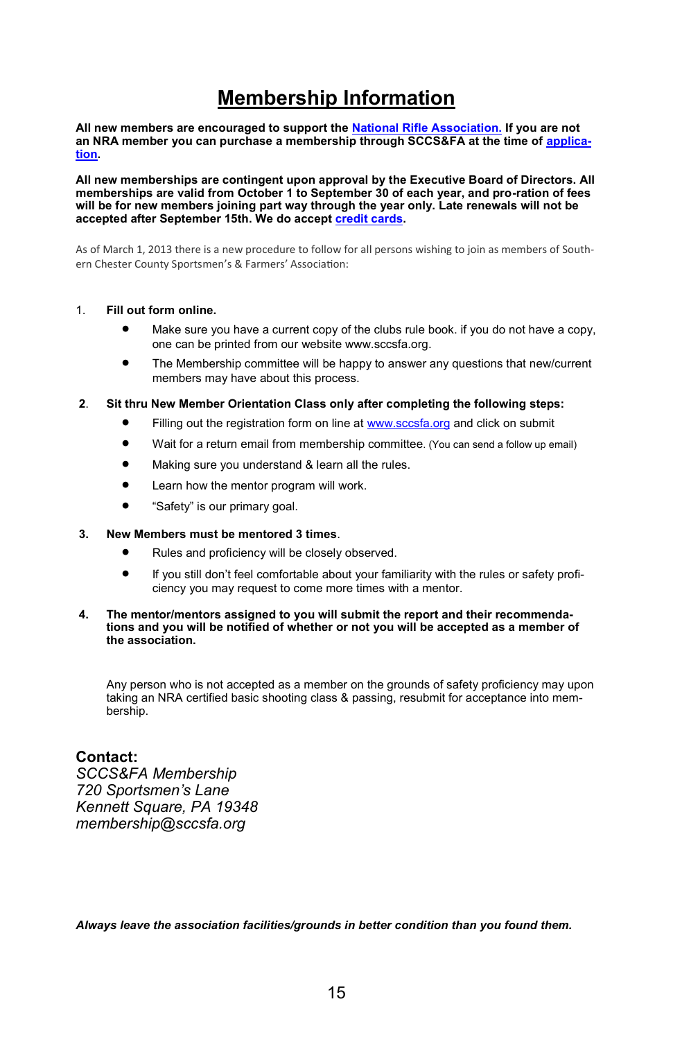# Membership Information

**All new members are encouraged to support the National Rifle Association. If you are not an NRA member you can purchase a membership through SCCS&FA at the time of application.**

**All new memberships are contingent upon approval by the Executive Board of Directors. All memberships are valid from October 1 to September 30 of each year, and pro-ration of fees will be for new members joining part way through the year only. Late renewals will not be accepted after September 15th. We do accept credit cards.**

As of March 1, 2013 there is a new procedure to follow for all persons wishing to join as members of Southern Chester County Sportsmen's & Farmers' Association:

1. **Fill out form online.**
   - Make sure you have a current copy of the clubs rule book. if you do not have a copy, one can be printed from our website www.sccsfa.org.
   - The Membership committee will be happy to answer any questions that new/current members may have about this process.

2. **Sit thru New Member Orientation Class only after completing the following steps:**
   - Filling out the registration form on line at www.sccsfa.org and click on submit
   - Wait for a return email from membership committee. (You can send a follow up email)
   - Making sure you understand & learn all the rules.
   - Learn how the mentor program will work.
   - "Safety" is our primary goal.

3. **New Members must be mentored 3 times**.
   - Rules and proficiency will be closely observed.
   - If you still don't feel comfortable about your familiarity with the rules or safety proficiency you may request to come more times with a mentor.

4. **The mentor/mentors assigned to you will submit the report and their recommendations and you will be notified of whether or not you will be accepted as a member of the association.**

Any person who is not accepted as a member on the grounds of safety proficiency may upon taking an NRA certified basic shooting class & passing, resubmit for acceptance into membership.

**Contact:**
*SCCS&FA Membership*
*720 Sportsmen's Lane*
*Kennett Square, PA 19348*
*membership@sccsfa.org*

***Always leave the association facilities/grounds in better condition than you found them.***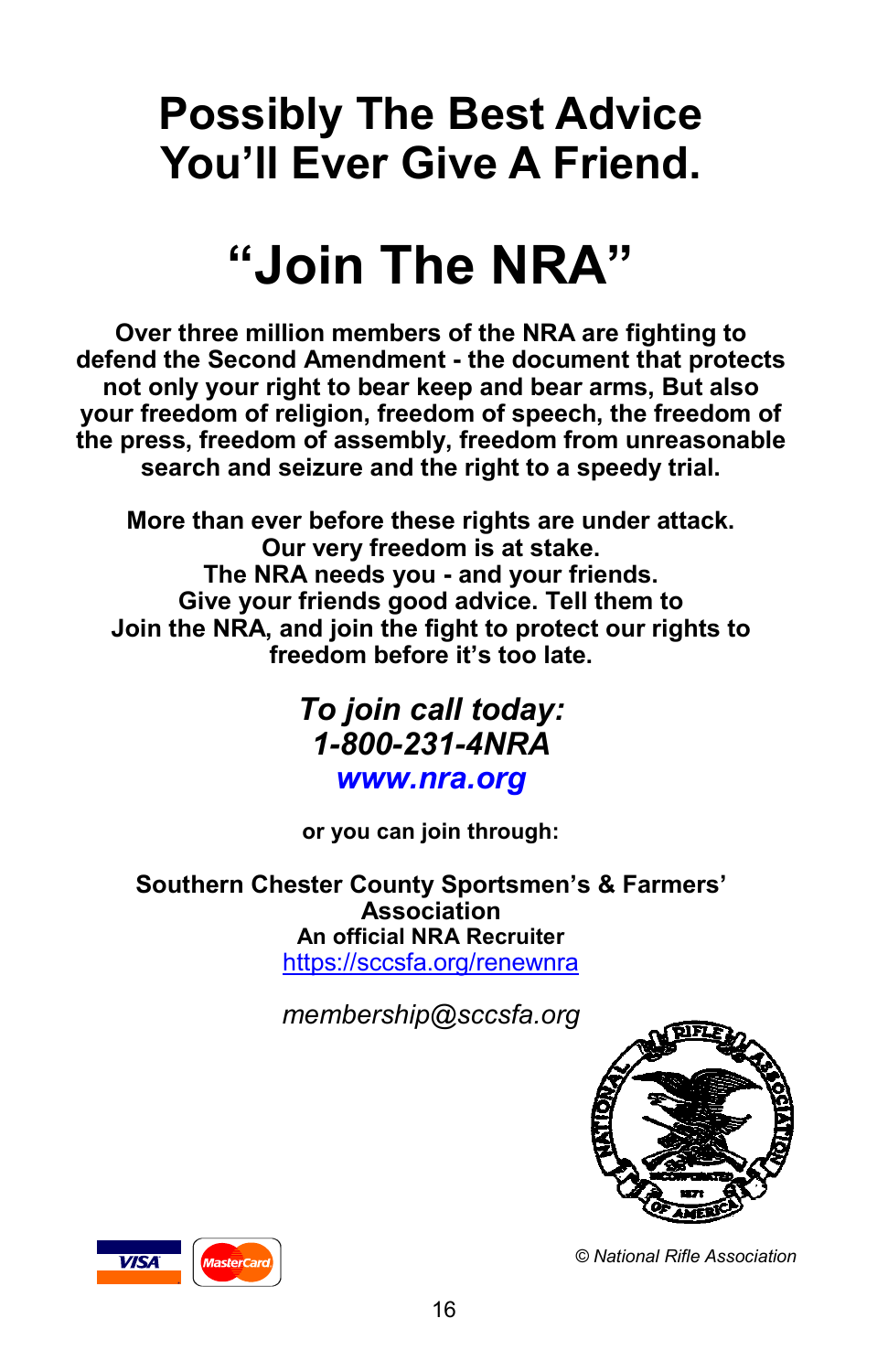# Possibly The Best Advice You'll Ever Give A Friend.

# "Join The NRA"

**Over three million members of the NRA are fighting to defend the Second Amendment - the document that protects not only your right to bear keep and bear arms, But also your freedom of religion, freedom of speech, the freedom of the press, freedom of assembly, freedom from unreasonable search and seizure and the right to a speedy trial.**

**More than ever before these rights are under attack.**
**Our very freedom is at stake.**
**The NRA needs you - and your friends.**
**Give your friends good advice. Tell them to Join the NRA, and join the fight to protect our rights to freedom before it's too late.**

***To join call today:***
***1-800-231-4NRA***
***www.nra.org***

**or you can join through:**

**Southern Chester County Sportsmen's & Farmers' Association**
**An official NRA Recruiter**
https://sccsfa.org/renewnra

*membership@sccsfa.org*

NATIONAL RIFLE ASSOCIATION OF AMERICA
INCORPORATED 1871

VISA MasterCard

*© National Rifle Association*